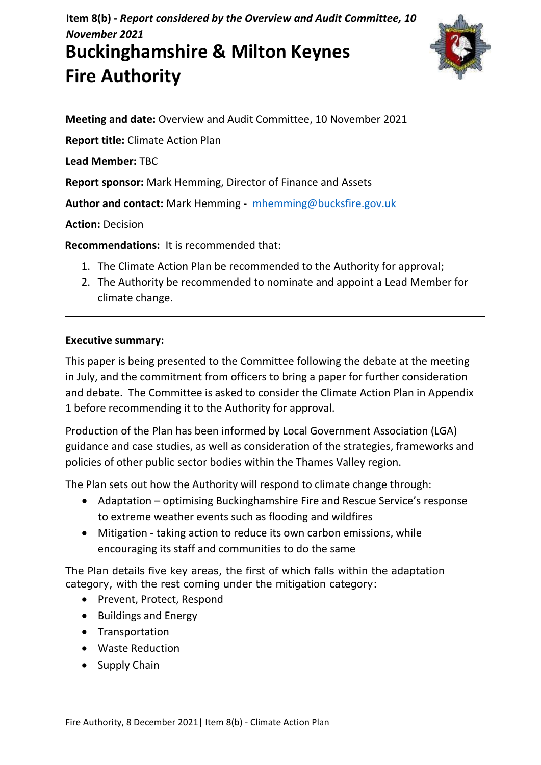**Item 8(b) -** ***Report considered by the Overview and Audit Committee, 10 November 2021***

# Buckinghamshire & Milton Keynes Fire Authority

**Meeting and date:** Overview and Audit Committee, 10 November 2021

**Report title:** Climate Action Plan

**Lead Member:** TBC

**Report sponsor:** Mark Hemming, Director of Finance and Assets

**Author and contact:** Mark Hemming - mhemming@bucksfire.gov.uk

**Action:** Decision

**Recommendations:** It is recommended that:

1. The Climate Action Plan be recommended to the Authority for approval;
2. The Authority be recommended to nominate and appoint a Lead Member for climate change.

**Executive summary:**

This paper is being presented to the Committee following the debate at the meeting in July, and the commitment from officers to bring a paper for further consideration and debate. The Committee is asked to consider the Climate Action Plan in Appendix 1 before recommending it to the Authority for approval.

Production of the Plan has been informed by Local Government Association (LGA) guidance and case studies, as well as consideration of the strategies, frameworks and policies of other public sector bodies within the Thames Valley region.

The Plan sets out how the Authority will respond to climate change through:

- Adaptation – optimising Buckinghamshire Fire and Rescue Service's response to extreme weather events such as flooding and wildfires
- Mitigation - taking action to reduce its own carbon emissions, while encouraging its staff and communities to do the same

The Plan details five key areas, the first of which falls within the adaptation category, with the rest coming under the mitigation category:

- Prevent, Protect, Respond
- Buildings and Energy
- Transportation
- Waste Reduction
- Supply Chain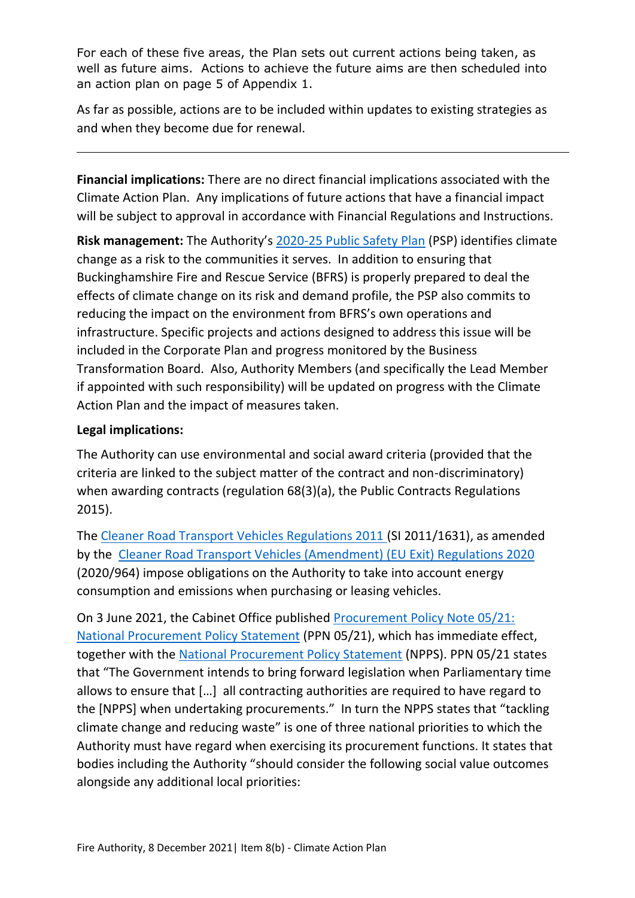For each of these five areas, the Plan sets out current actions being taken, as well as future aims. Actions to achieve the future aims are then scheduled into an action plan on page 5 of Appendix 1.

As far as possible, actions are to be included within updates to existing strategies as and when they become due for renewal.

---

**Financial implications:** There are no direct financial implications associated with the Climate Action Plan. Any implications of future actions that have a financial impact will be subject to approval in accordance with Financial Regulations and Instructions.

**Risk management:** The Authority's 2020-25 Public Safety Plan (PSP) identifies climate change as a risk to the communities it serves. In addition to ensuring that Buckinghamshire Fire and Rescue Service (BFRS) is properly prepared to deal the effects of climate change on its risk and demand profile, the PSP also commits to reducing the impact on the environment from BFRS's own operations and infrastructure. Specific projects and actions designed to address this issue will be included in the Corporate Plan and progress monitored by the Business Transformation Board. Also, Authority Members (and specifically the Lead Member if appointed with such responsibility) will be updated on progress with the Climate Action Plan and the impact of measures taken.

**Legal implications:**

The Authority can use environmental and social award criteria (provided that the criteria are linked to the subject matter of the contract and non-discriminatory) when awarding contracts (regulation 68(3)(a), the Public Contracts Regulations 2015).

The Cleaner Road Transport Vehicles Regulations 2011 (SI 2011/1631), as amended by the Cleaner Road Transport Vehicles (Amendment) (EU Exit) Regulations 2020 (2020/964) impose obligations on the Authority to take into account energy consumption and emissions when purchasing or leasing vehicles.

On 3 June 2021, the Cabinet Office published Procurement Policy Note 05/21: National Procurement Policy Statement (PPN 05/21), which has immediate effect, together with the National Procurement Policy Statement (NPPS). PPN 05/21 states that "The Government intends to bring forward legislation when Parliamentary time allows to ensure that […] all contracting authorities are required to have regard to the [NPPS] when undertaking procurements." In turn the NPPS states that "tackling climate change and reducing waste" is one of three national priorities to which the Authority must have regard when exercising its procurement functions. It states that bodies including the Authority "should consider the following social value outcomes alongside any additional local priorities: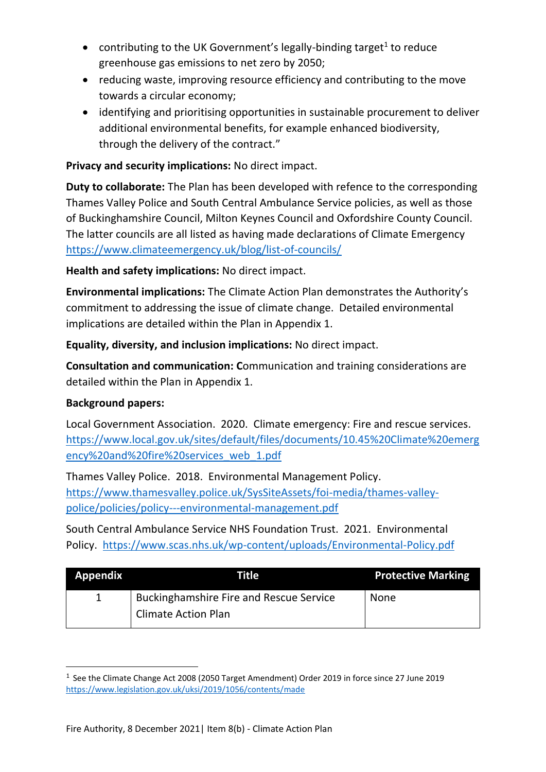- contributing to the UK Government's legally-binding target[1] to reduce greenhouse gas emissions to net zero by 2050;
- reducing waste, improving resource efficiency and contributing to the move towards a circular economy;
- identifying and prioritising opportunities in sustainable procurement to deliver additional environmental benefits, for example enhanced biodiversity, through the delivery of the contract."

**Privacy and security implications:** No direct impact.

**Duty to collaborate:** The Plan has been developed with refence to the corresponding Thames Valley Police and South Central Ambulance Service policies, as well as those of Buckinghamshire Council, Milton Keynes Council and Oxfordshire County Council. The latter councils are all listed as having made declarations of Climate Emergency https://www.climateemergency.uk/blog/list-of-councils/

**Health and safety implications:** No direct impact.

**Environmental implications:** The Climate Action Plan demonstrates the Authority's commitment to addressing the issue of climate change. Detailed environmental implications are detailed within the Plan in Appendix 1.

**Equality, diversity, and inclusion implications:** No direct impact.

**Consultation and communication: C**ommunication and training considerations are detailed within the Plan in Appendix 1.

**Background papers:**

Local Government Association. 2020. Climate emergency: Fire and rescue services. https://www.local.gov.uk/sites/default/files/documents/10.45%20Climate%20emergency%20and%20fire%20services_web_1.pdf

Thames Valley Police. 2018. Environmental Management Policy. https://www.thamesvalley.police.uk/SysSiteAssets/foi-media/thames-valley-police/policies/policy---environmental-management.pdf

South Central Ambulance Service NHS Foundation Trust. 2021. Environmental Policy. https://www.scas.nhs.uk/wp-content/uploads/Environmental-Policy.pdf

| Appendix | Title | Protective Marking |
|---|---|---|
| 1 | Buckinghamshire Fire and Rescue Service Climate Action Plan | None |

[1] See the Climate Change Act 2008 (2050 Target Amendment) Order 2019 in force since 27 June 2019 https://www.legislation.gov.uk/uksi/2019/1056/contents/made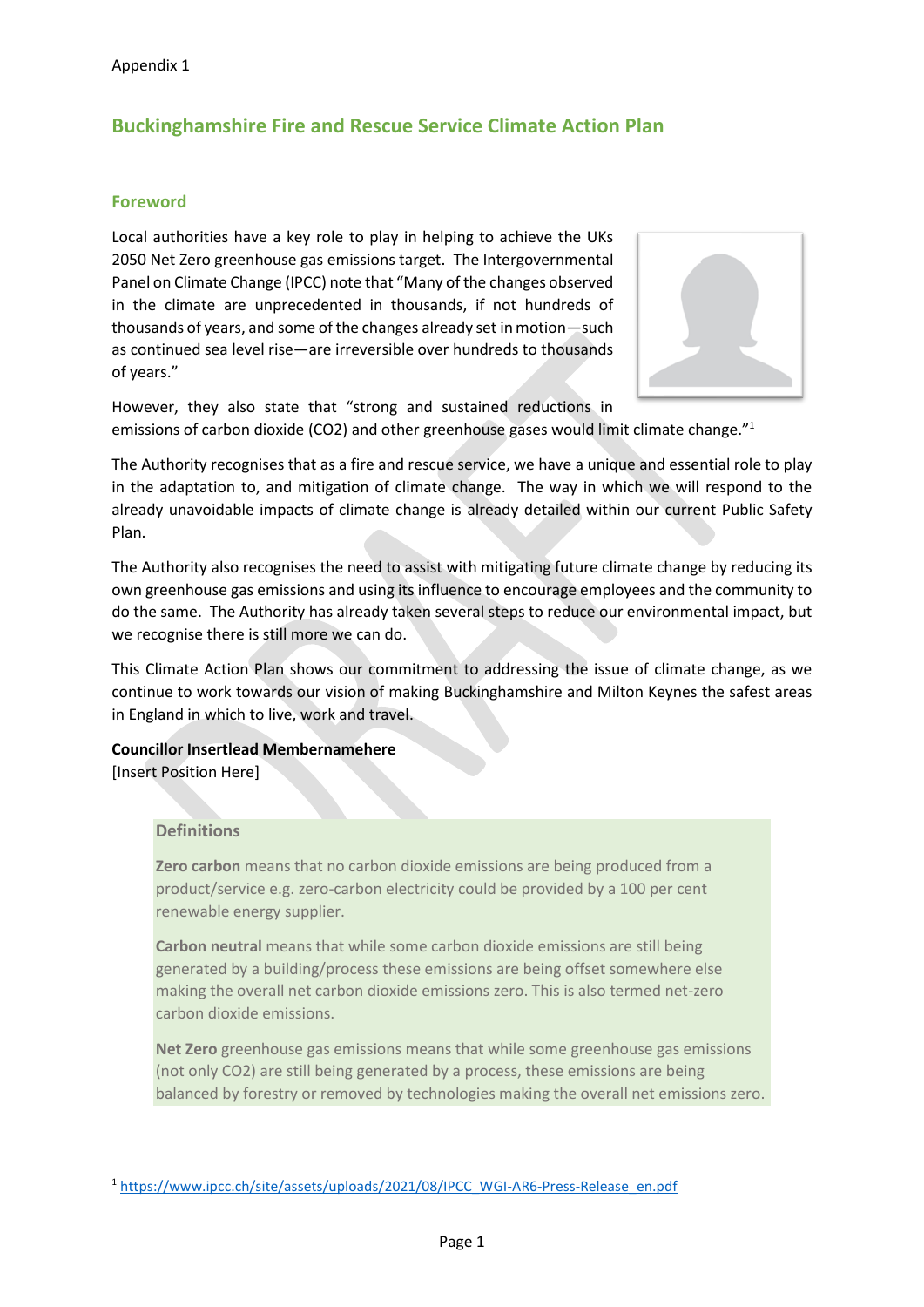Appendix 1

# Buckinghamshire Fire and Rescue Service Climate Action Plan

## Foreword

Local authorities have a key role to play in helping to achieve the UKs 2050 Net Zero greenhouse gas emissions target. The Intergovernmental Panel on Climate Change (IPCC) note that "Many of the changes observed in the climate are unprecedented in thousands, if not hundreds of thousands of years, and some of the changes already set in motion—such as continued sea level rise—are irreversible over hundreds to thousands of years."

However, they also state that "strong and sustained reductions in emissions of carbon dioxide (CO2) and other greenhouse gases would limit climate change."[1]

The Authority recognises that as a fire and rescue service, we have a unique and essential role to play in the adaptation to, and mitigation of climate change. The way in which we will respond to the already unavoidable impacts of climate change is already detailed within our current Public Safety Plan.

The Authority also recognises the need to assist with mitigating future climate change by reducing its own greenhouse gas emissions and using its influence to encourage employees and the community to do the same. The Authority has already taken several steps to reduce our environmental impact, but we recognise there is still more we can do.

This Climate Action Plan shows our commitment to addressing the issue of climate change, as we continue to work towards our vision of making Buckinghamshire and Milton Keynes the safest areas in England in which to live, work and travel.

**Councillor Insertlead Membernamehere**
[Insert Position Here]

### Definitions

**Zero carbon** means that no carbon dioxide emissions are being produced from a product/service e.g. zero-carbon electricity could be provided by a 100 per cent renewable energy supplier.

**Carbon neutral** means that while some carbon dioxide emissions are still being generated by a building/process these emissions are being offset somewhere else making the overall net carbon dioxide emissions zero. This is also termed net-zero carbon dioxide emissions.

**Net Zero** greenhouse gas emissions means that while some greenhouse gas emissions (not only CO2) are still being generated by a process, these emissions are being balanced by forestry or removed by technologies making the overall net emissions zero.

---

[1] https://www.ipcc.ch/site/assets/uploads/2021/08/IPCC_WGI-AR6-Press-Release_en.pdf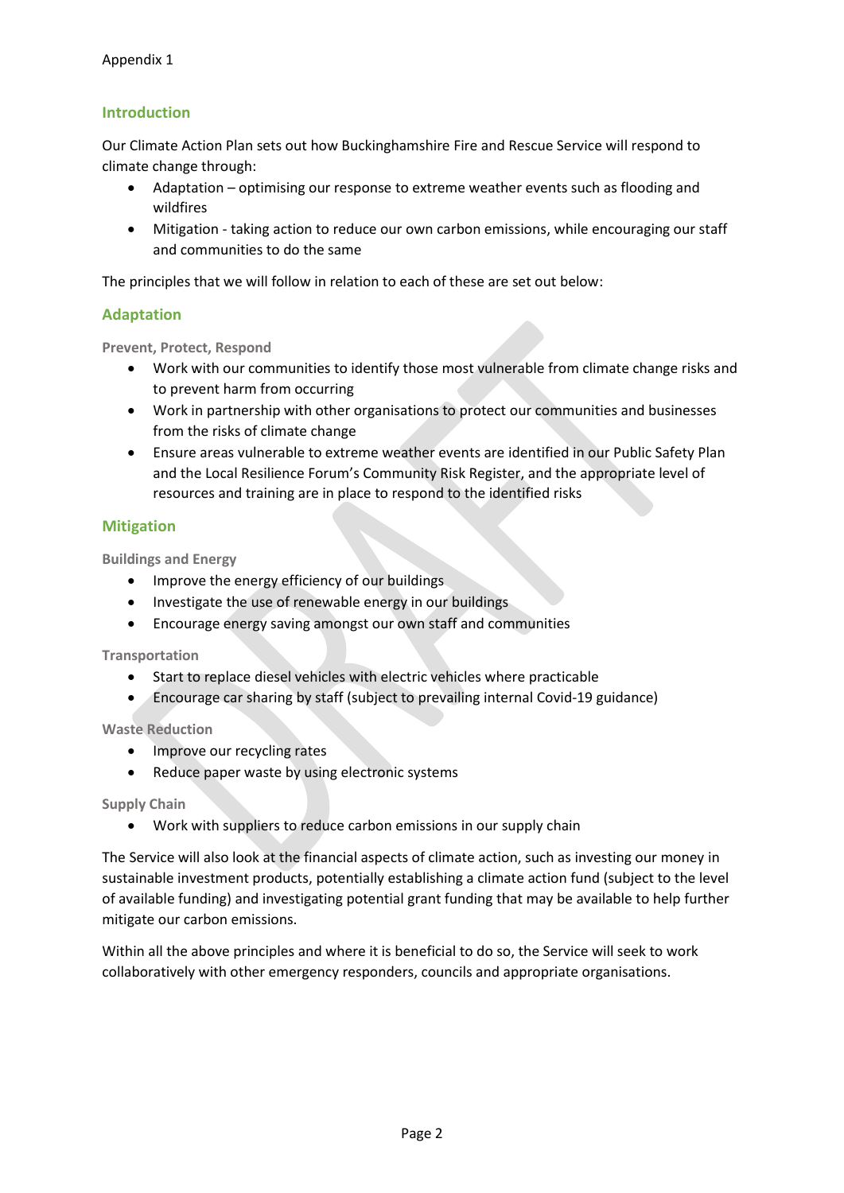Appendix 1

## Introduction

Our Climate Action Plan sets out how Buckinghamshire Fire and Rescue Service will respond to climate change through:

- Adaptation – optimising our response to extreme weather events such as flooding and wildfires
- Mitigation - taking action to reduce our own carbon emissions, while encouraging our staff and communities to do the same

The principles that we will follow in relation to each of these are set out below:

## Adaptation

### Prevent, Protect, Respond

- Work with our communities to identify those most vulnerable from climate change risks and to prevent harm from occurring
- Work in partnership with other organisations to protect our communities and businesses from the risks of climate change
- Ensure areas vulnerable to extreme weather events are identified in our Public Safety Plan and the Local Resilience Forum's Community Risk Register, and the appropriate level of resources and training are in place to respond to the identified risks

## Mitigation

### Buildings and Energy

- Improve the energy efficiency of our buildings
- Investigate the use of renewable energy in our buildings
- Encourage energy saving amongst our own staff and communities

### Transportation

- Start to replace diesel vehicles with electric vehicles where practicable
- Encourage car sharing by staff (subject to prevailing internal Covid-19 guidance)

### Waste Reduction

- Improve our recycling rates
- Reduce paper waste by using electronic systems

### Supply Chain

- Work with suppliers to reduce carbon emissions in our supply chain

The Service will also look at the financial aspects of climate action, such as investing our money in sustainable investment products, potentially establishing a climate action fund (subject to the level of available funding) and investigating potential grant funding that may be available to help further mitigate our carbon emissions.

Within all the above principles and where it is beneficial to do so, the Service will seek to work collaboratively with other emergency responders, councils and appropriate organisations.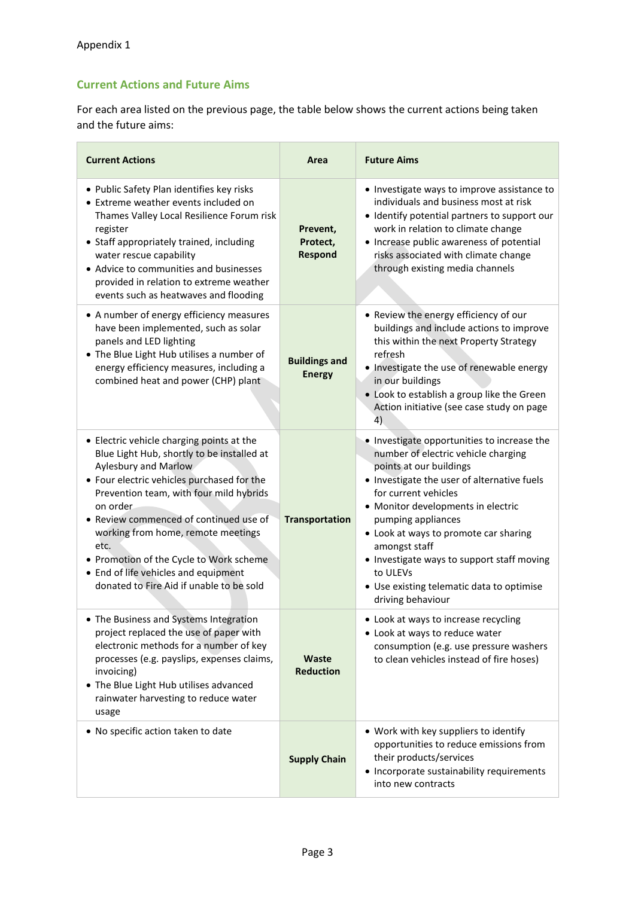Appendix 1

## Current Actions and Future Aims

For each area listed on the previous page, the table below shows the current actions being taken and the future aims:

| Current Actions | Area | Future Aims |
|---|---|---|
| • Public Safety Plan identifies key risks<br>• Extreme weather events included on Thames Valley Local Resilience Forum risk register<br>• Staff appropriately trained, including water rescue capability<br>• Advice to communities and businesses provided in relation to extreme weather events such as heatwaves and flooding | **Prevent, Protect, Respond** | • Investigate ways to improve assistance to individuals and business most at risk<br>• Identify potential partners to support our work in relation to climate change<br>• Increase public awareness of potential risks associated with climate change through existing media channels |
| • A number of energy efficiency measures have been implemented, such as solar panels and LED lighting<br>• The Blue Light Hub utilises a number of energy efficiency measures, including a combined heat and power (CHP) plant | **Buildings and Energy** | • Review the energy efficiency of our buildings and include actions to improve this within the next Property Strategy refresh<br>• Investigate the use of renewable energy in our buildings<br>• Look to establish a group like the Green Action initiative (see case study on page 4) |
| • Electric vehicle charging points at the Blue Light Hub, shortly to be installed at Aylesbury and Marlow<br>• Four electric vehicles purchased for the Prevention team, with four mild hybrids on order<br>• Review commenced of continued use of working from home, remote meetings etc.<br>• Promotion of the Cycle to Work scheme<br>• End of life vehicles and equipment donated to Fire Aid if unable to be sold | **Transportation** | • Investigate opportunities to increase the number of electric vehicle charging points at our buildings<br>• Investigate the user of alternative fuels for current vehicles<br>• Monitor developments in electric pumping appliances<br>• Look at ways to promote car sharing amongst staff<br>• Investigate ways to support staff moving to ULEVs<br>• Use existing telematic data to optimise driving behaviour |
| • The Business and Systems Integration project replaced the use of paper with electronic methods for a number of key processes (e.g. payslips, expenses claims, invoicing)<br>• The Blue Light Hub utilises advanced rainwater harvesting to reduce water usage | **Waste Reduction** | • Look at ways to increase recycling<br>• Look at ways to reduce water consumption (e.g. use pressure washers to clean vehicles instead of fire hoses) |
| • No specific action taken to date | **Supply Chain** | • Work with key suppliers to identify opportunities to reduce emissions from their products/services<br>• Incorporate sustainability requirements into new contracts |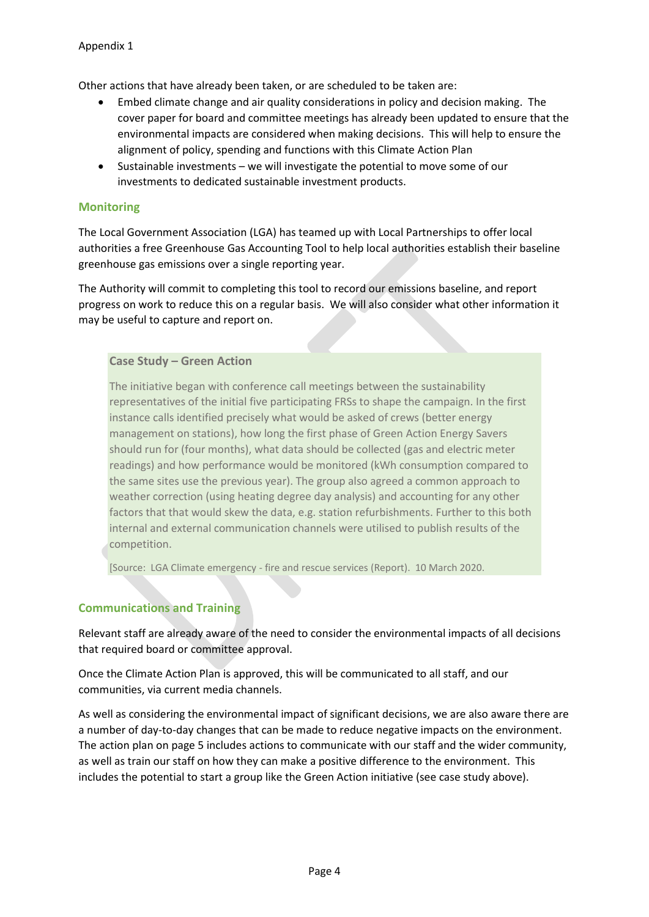Appendix 1

Other actions that have already been taken, or are scheduled to be taken are:

- Embed climate change and air quality considerations in policy and decision making. The cover paper for board and committee meetings has already been updated to ensure that the environmental impacts are considered when making decisions. This will help to ensure the alignment of policy, spending and functions with this Climate Action Plan
- Sustainable investments – we will investigate the potential to move some of our investments to dedicated sustainable investment products.

## Monitoring

The Local Government Association (LGA) has teamed up with Local Partnerships to offer local authorities a free Greenhouse Gas Accounting Tool to help local authorities establish their baseline greenhouse gas emissions over a single reporting year.

The Authority will commit to completing this tool to record our emissions baseline, and report progress on work to reduce this on a regular basis. We will also consider what other information it may be useful to capture and report on.

### Case Study – Green Action

The initiative began with conference call meetings between the sustainability representatives of the initial five participating FRSs to shape the campaign. In the first instance calls identified precisely what would be asked of crews (better energy management on stations), how long the first phase of Green Action Energy Savers should run for (four months), what data should be collected (gas and electric meter readings) and how performance would be monitored (kWh consumption compared to the same sites use the previous year). The group also agreed a common approach to weather correction (using heating degree day analysis) and accounting for any other factors that that would skew the data, e.g. station refurbishments. Further to this both internal and external communication channels were utilised to publish results of the competition.

[Source: LGA Climate emergency - fire and rescue services (Report). 10 March 2020.

## Communications and Training

Relevant staff are already aware of the need to consider the environmental impacts of all decisions that required board or committee approval.

Once the Climate Action Plan is approved, this will be communicated to all staff, and our communities, via current media channels.

As well as considering the environmental impact of significant decisions, we are also aware there are a number of day-to-day changes that can be made to reduce negative impacts on the environment. The action plan on page 5 includes actions to communicate with our staff and the wider community, as well as train our staff on how they can make a positive difference to the environment. This includes the potential to start a group like the Green Action initiative (see case study above).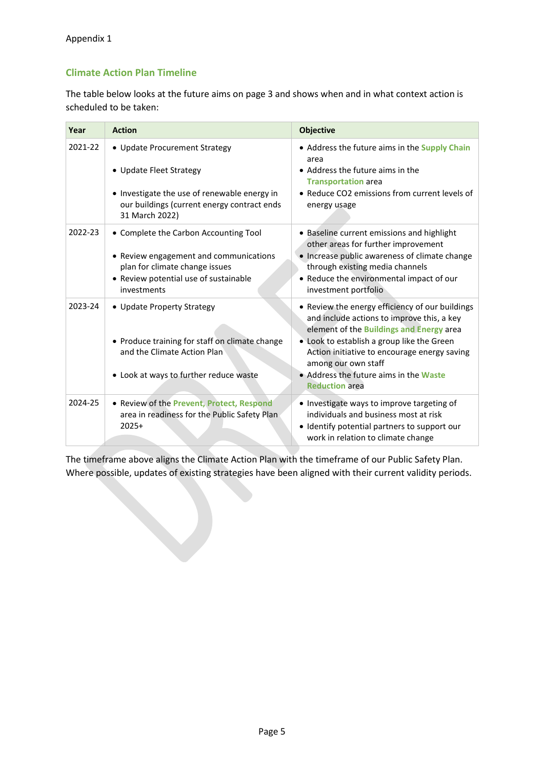Appendix 1

## Climate Action Plan Timeline

The table below looks at the future aims on page 3 and shows when and in what context action is scheduled to be taken:

| Year | Action | Objective |
|---|---|---|
| 2021-22 | • Update Procurement Strategy<br>• Update Fleet Strategy<br>• Investigate the use of renewable energy in our buildings (current energy contract ends 31 March 2022) | • Address the future aims in the **Supply Chain** area<br>• Address the future aims in the **Transportation** area<br>• Reduce $CO_2$ emissions from current levels of energy usage |
| 2022-23 | • Complete the Carbon Accounting Tool<br>• Review engagement and communications plan for climate change issues<br>• Review potential use of sustainable investments | • Baseline current emissions and highlight other areas for further improvement<br>• Increase public awareness of climate change through existing media channels<br>• Reduce the environmental impact of our investment portfolio |
| 2023-24 | • Update Property Strategy<br>• Produce training for staff on climate change and the Climate Action Plan<br>• Look at ways to further reduce waste | • Review the energy efficiency of our buildings and include actions to improve this, a key element of the **Buildings and Energy** area<br>• Look to establish a group like the Green Action initiative to encourage energy saving among our own staff<br>• Address the future aims in the **Waste Reduction** area |
| 2024-25 | • Review of the **Prevent, Protect, Respond** area in readiness for the Public Safety Plan 2025+ | • Investigate ways to improve targeting of individuals and business most at risk<br>• Identify potential partners to support our work in relation to climate change |

The timeframe above aligns the Climate Action Plan with the timeframe of our Public Safety Plan. Where possible, updates of existing strategies have been aligned with their current validity periods.